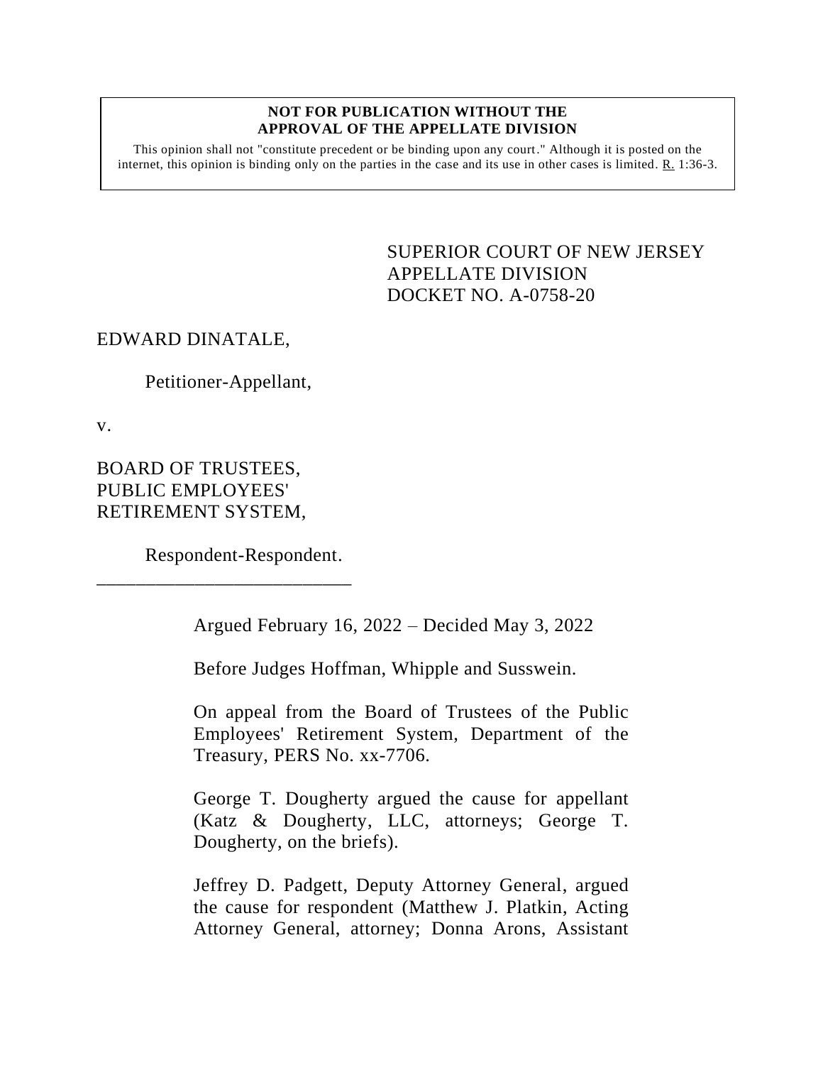**NOT FOR PUBLICATION WITHOUT THE APPROVAL OF THE APPELLATE DIVISION**

This opinion shall not "constitute precedent or be binding upon any court." Although it is posted on the internet, this opinion is binding only on the parties in the case and its use in other cases is limited. R. 1:36-3.

SUPERIOR COURT OF NEW JERSEY
APPELLATE DIVISION
DOCKET NO. A-0758-20

EDWARD DINATALE,

Petitioner-Appellant,

v.

BOARD OF TRUSTEES,
PUBLIC EMPLOYEES'
RETIREMENT SYSTEM,

Respondent-Respondent.

---

Argued February 16, 2022 – Decided May 3, 2022

Before Judges Hoffman, Whipple and Susswein.

On appeal from the Board of Trustees of the Public Employees' Retirement System, Department of the Treasury, PERS No. xx-7706.

George T. Dougherty argued the cause for appellant (Katz & Dougherty, LLC, attorneys; George T. Dougherty, on the briefs).

Jeffrey D. Padgett, Deputy Attorney General, argued the cause for respondent (Matthew J. Platkin, Acting Attorney General, attorney; Donna Arons, Assistant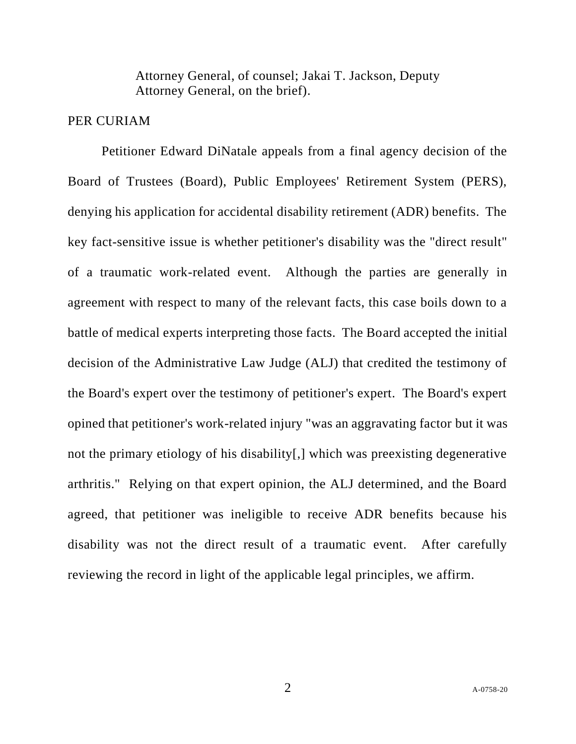Attorney General, of counsel; Jakai T. Jackson, Deputy Attorney General, on the brief).

PER CURIAM

Petitioner Edward DiNatale appeals from a final agency decision of the Board of Trustees (Board), Public Employees' Retirement System (PERS), denying his application for accidental disability retirement (ADR) benefits. The key fact-sensitive issue is whether petitioner's disability was the "direct result" of a traumatic work-related event. Although the parties are generally in agreement with respect to many of the relevant facts, this case boils down to a battle of medical experts interpreting those facts. The Board accepted the initial decision of the Administrative Law Judge (ALJ) that credited the testimony of the Board's expert over the testimony of petitioner's expert. The Board's expert opined that petitioner's work-related injury "was an aggravating factor but it was not the primary etiology of his disability[,] which was preexisting degenerative arthritis." Relying on that expert opinion, the ALJ determined, and the Board agreed, that petitioner was ineligible to receive ADR benefits because his disability was not the direct result of a traumatic event. After carefully reviewing the record in light of the applicable legal principles, we affirm.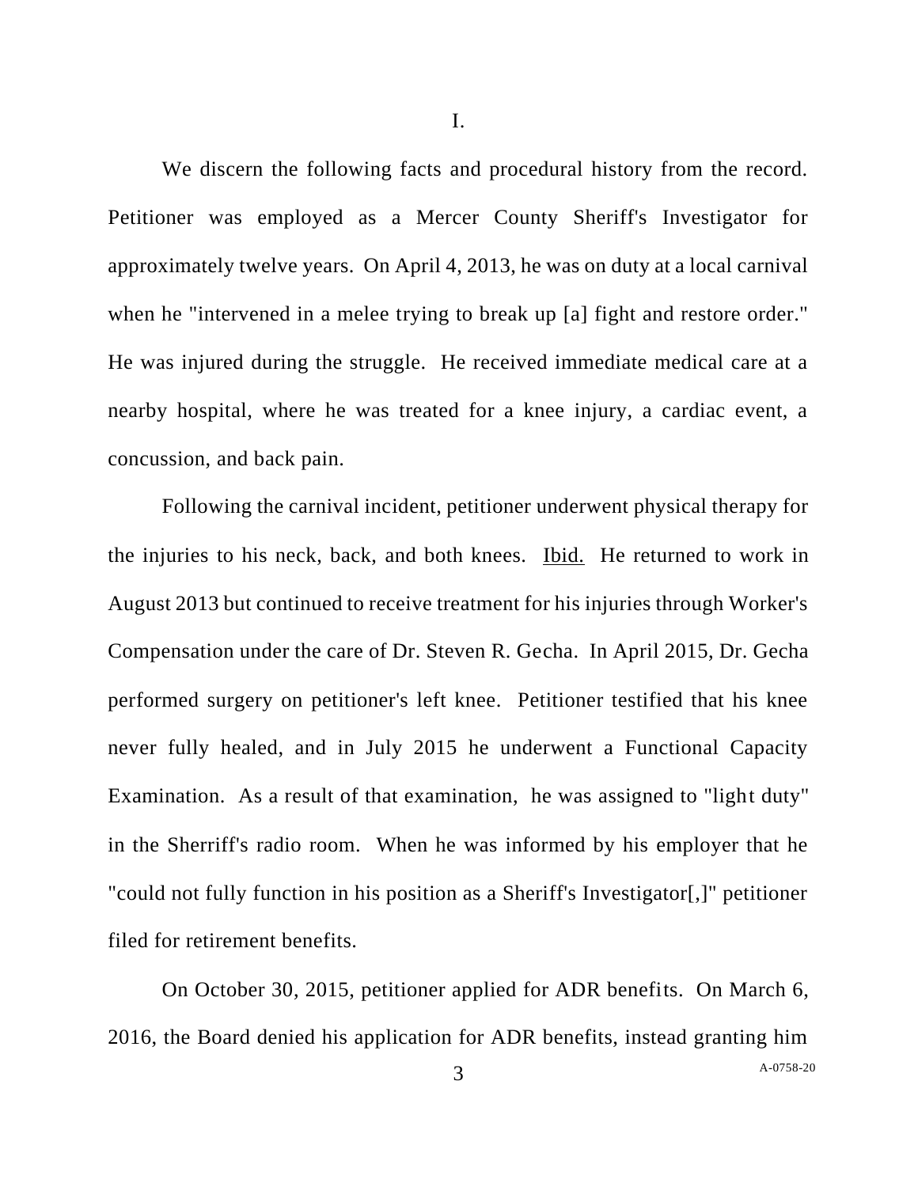I.

We discern the following facts and procedural history from the record. Petitioner was employed as a Mercer County Sheriff's Investigator for approximately twelve years. On April 4, 2013, he was on duty at a local carnival when he "intervened in a melee trying to break up [a] fight and restore order." He was injured during the struggle. He received immediate medical care at a nearby hospital, where he was treated for a knee injury, a cardiac event, a concussion, and back pain.

Following the carnival incident, petitioner underwent physical therapy for the injuries to his neck, back, and both knees. Ibid. He returned to work in August 2013 but continued to receive treatment for his injuries through Worker's Compensation under the care of Dr. Steven R. Gecha. In April 2015, Dr. Gecha performed surgery on petitioner's left knee. Petitioner testified that his knee never fully healed, and in July 2015 he underwent a Functional Capacity Examination. As a result of that examination, he was assigned to "light duty" in the Sherriff's radio room. When he was informed by his employer that he "could not fully function in his position as a Sheriff's Investigator[,]" petitioner filed for retirement benefits.

On October 30, 2015, petitioner applied for ADR benefits. On March 6, 2016, the Board denied his application for ADR benefits, instead granting him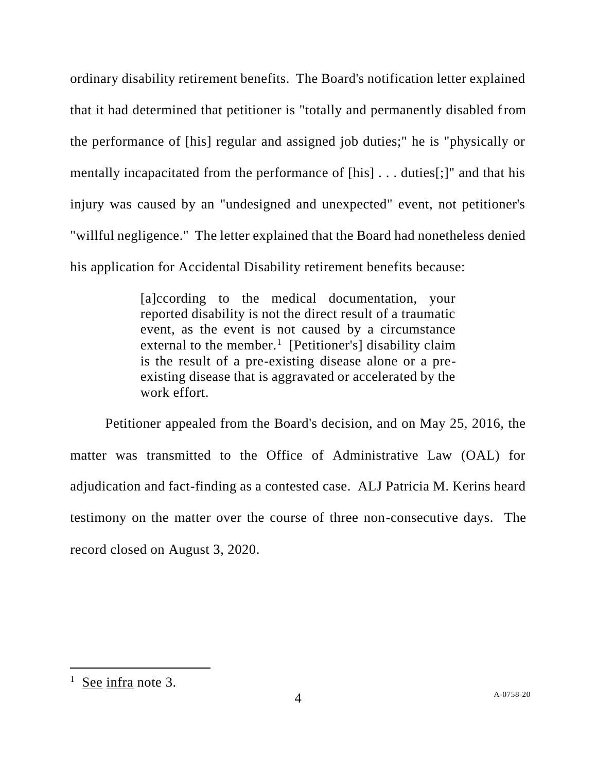ordinary disability retirement benefits. The Board's notification letter explained that it had determined that petitioner is "totally and permanently disabled from the performance of [his] regular and assigned job duties;" he is "physically or mentally incapacitated from the performance of [his] . . . duties[;]" and that his injury was caused by an "undesigned and unexpected" event, not petitioner's "willful negligence." The letter explained that the Board had nonetheless denied his application for Accidental Disability retirement benefits because:

> [a]ccording to the medical documentation, your reported disability is not the direct result of a traumatic event, as the event is not caused by a circumstance external to the member.[1] [Petitioner's] disability claim is the result of a pre-existing disease alone or a pre-existing disease that is aggravated or accelerated by the work effort.

Petitioner appealed from the Board's decision, and on May 25, 2016, the matter was transmitted to the Office of Administrative Law (OAL) for adjudication and fact-finding as a contested case. ALJ Patricia M. Kerins heard testimony on the matter over the course of three non-consecutive days. The record closed on August 3, 2020.

---

[1] See infra note 3.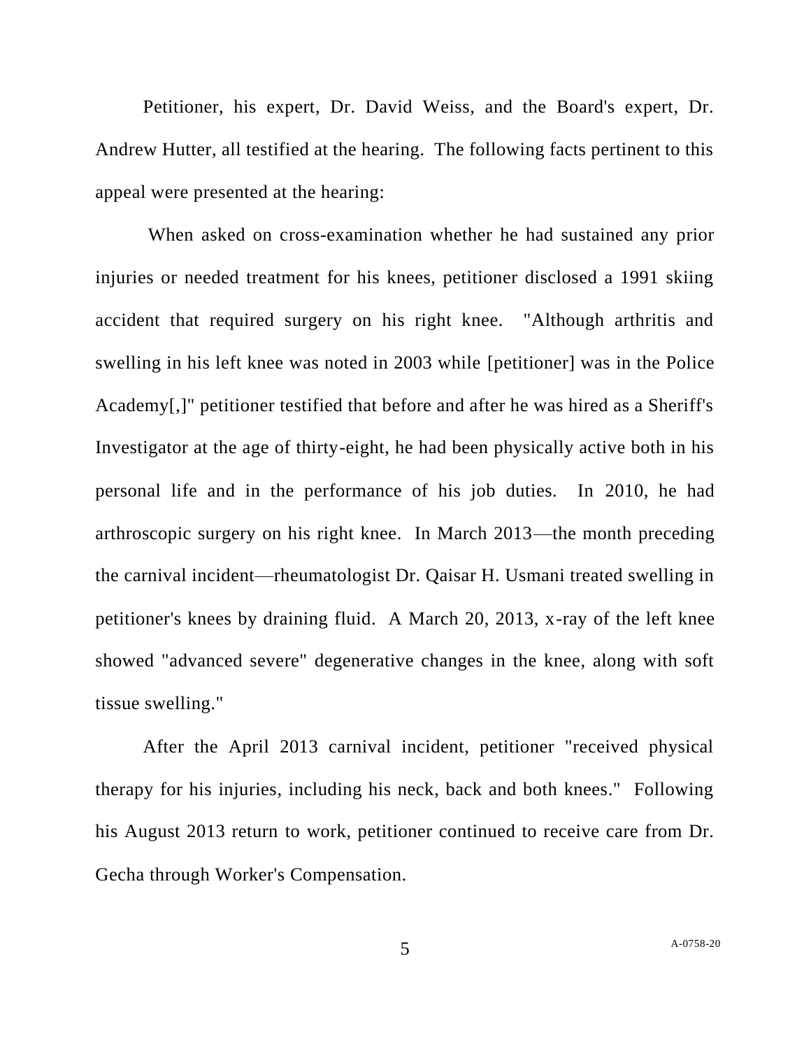Petitioner, his expert, Dr. David Weiss, and the Board's expert, Dr. Andrew Hutter, all testified at the hearing. The following facts pertinent to this appeal were presented at the hearing:

When asked on cross-examination whether he had sustained any prior injuries or needed treatment for his knees, petitioner disclosed a 1991 skiing accident that required surgery on his right knee. "Although arthritis and swelling in his left knee was noted in 2003 while [petitioner] was in the Police Academy[,]" petitioner testified that before and after he was hired as a Sheriff's Investigator at the age of thirty-eight, he had been physically active both in his personal life and in the performance of his job duties. In 2010, he had arthroscopic surgery on his right knee. In March 2013—the month preceding the carnival incident—rheumatologist Dr. Qaisar H. Usmani treated swelling in petitioner's knees by draining fluid. A March 20, 2013, x-ray of the left knee showed "advanced severe" degenerative changes in the knee, along with soft tissue swelling."

After the April 2013 carnival incident, petitioner "received physical therapy for his injuries, including his neck, back and both knees." Following his August 2013 return to work, petitioner continued to receive care from Dr. Gecha through Worker's Compensation.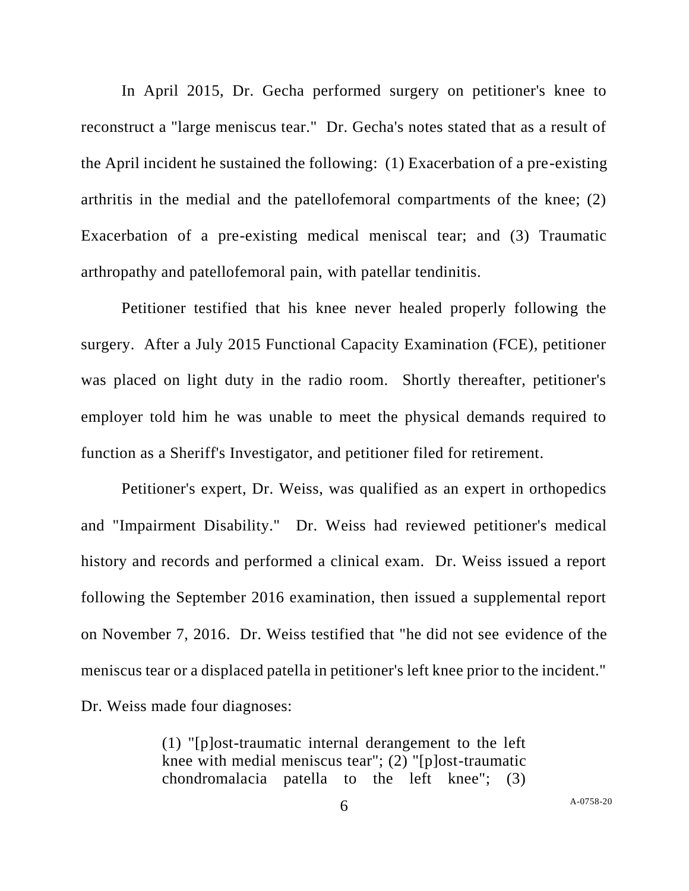In April 2015, Dr. Gecha performed surgery on petitioner's knee to reconstruct a "large meniscus tear." Dr. Gecha's notes stated that as a result of the April incident he sustained the following: (1) Exacerbation of a pre-existing arthritis in the medial and the patellofemoral compartments of the knee; (2) Exacerbation of a pre-existing medical meniscal tear; and (3) Traumatic arthropathy and patellofemoral pain, with patellar tendinitis.

Petitioner testified that his knee never healed properly following the surgery. After a July 2015 Functional Capacity Examination (FCE), petitioner was placed on light duty in the radio room. Shortly thereafter, petitioner's employer told him he was unable to meet the physical demands required to function as a Sheriff's Investigator, and petitioner filed for retirement.

Petitioner's expert, Dr. Weiss, was qualified as an expert in orthopedics and "Impairment Disability." Dr. Weiss had reviewed petitioner's medical history and records and performed a clinical exam. Dr. Weiss issued a report following the September 2016 examination, then issued a supplemental report on November 7, 2016. Dr. Weiss testified that "he did not see evidence of the meniscus tear or a displaced patella in petitioner's left knee prior to the incident." Dr. Weiss made four diagnoses:

> (1) "[p]ost-traumatic internal derangement to the left knee with medial meniscus tear"; (2) "[p]ost-traumatic chondromalacia patella to the left knee"; (3)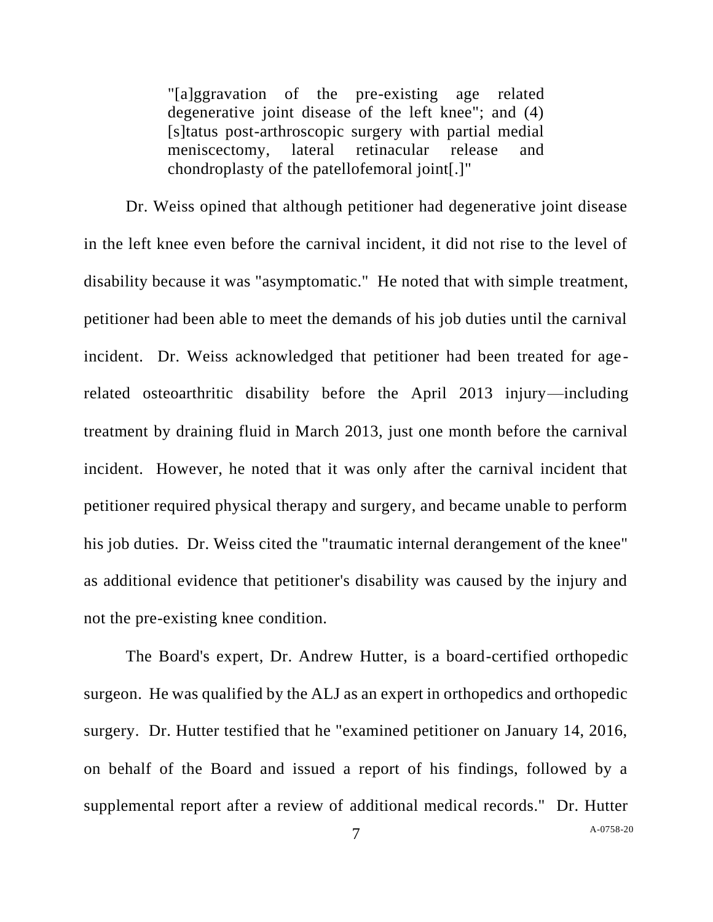> "[a]ggravation of the pre-existing age related degenerative joint disease of the left knee"; and (4) [s]tatus post-arthroscopic surgery with partial medial meniscectomy, lateral retinacular release and chondroplasty of the patellofemoral joint[.]"

Dr. Weiss opined that although petitioner had degenerative joint disease in the left knee even before the carnival incident, it did not rise to the level of disability because it was "asymptomatic." He noted that with simple treatment, petitioner had been able to meet the demands of his job duties until the carnival incident. Dr. Weiss acknowledged that petitioner had been treated for age-related osteoarthritic disability before the April 2013 injury—including treatment by draining fluid in March 2013, just one month before the carnival incident. However, he noted that it was only after the carnival incident that petitioner required physical therapy and surgery, and became unable to perform his job duties. Dr. Weiss cited the "traumatic internal derangement of the knee" as additional evidence that petitioner's disability was caused by the injury and not the pre-existing knee condition.

The Board's expert, Dr. Andrew Hutter, is a board-certified orthopedic surgeon. He was qualified by the ALJ as an expert in orthopedics and orthopedic surgery. Dr. Hutter testified that he "examined petitioner on January 14, 2016, on behalf of the Board and issued a report of his findings, followed by a supplemental report after a review of additional medical records." Dr. Hutter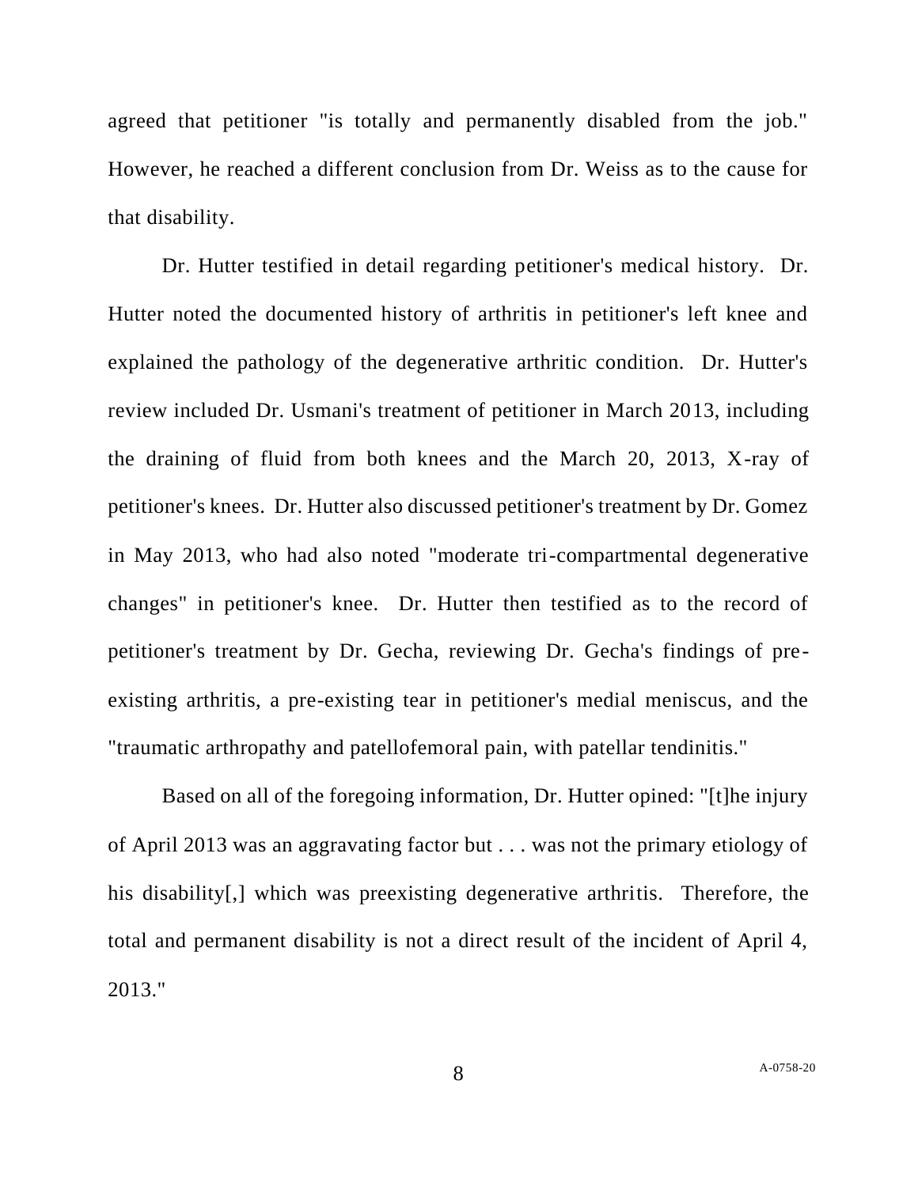agreed that petitioner "is totally and permanently disabled from the job." However, he reached a different conclusion from Dr. Weiss as to the cause for that disability.

Dr. Hutter testified in detail regarding petitioner's medical history. Dr. Hutter noted the documented history of arthritis in petitioner's left knee and explained the pathology of the degenerative arthritic condition. Dr. Hutter's review included Dr. Usmani's treatment of petitioner in March 2013, including the draining of fluid from both knees and the March 20, 2013, X-ray of petitioner's knees. Dr. Hutter also discussed petitioner's treatment by Dr. Gomez in May 2013, who had also noted "moderate tri-compartmental degenerative changes" in petitioner's knee. Dr. Hutter then testified as to the record of petitioner's treatment by Dr. Gecha, reviewing Dr. Gecha's findings of pre-existing arthritis, a pre-existing tear in petitioner's medial meniscus, and the "traumatic arthropathy and patellofemoral pain, with patellar tendinitis."

Based on all of the foregoing information, Dr. Hutter opined: "[t]he injury of April 2013 was an aggravating factor but . . . was not the primary etiology of his disability[,] which was preexisting degenerative arthritis. Therefore, the total and permanent disability is not a direct result of the incident of April 4, 2013."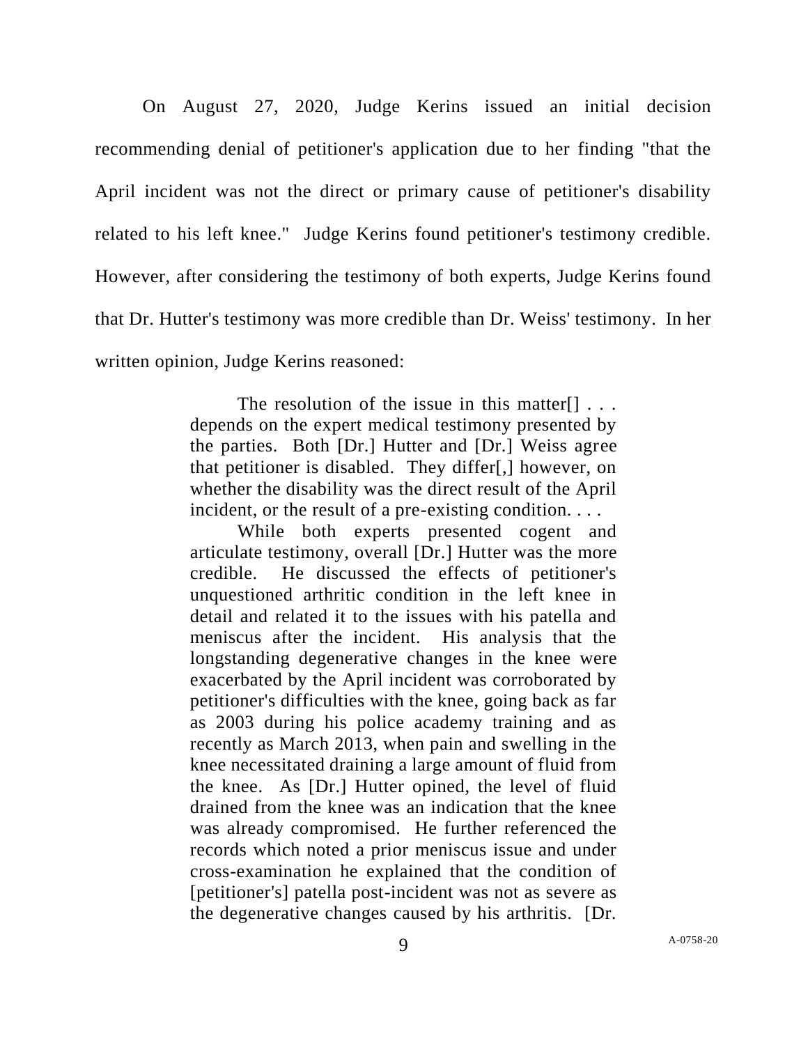On August 27, 2020, Judge Kerins issued an initial decision recommending denial of petitioner's application due to her finding "that the April incident was not the direct or primary cause of petitioner's disability related to his left knee." Judge Kerins found petitioner's testimony credible. However, after considering the testimony of both experts, Judge Kerins found that Dr. Hutter's testimony was more credible than Dr. Weiss' testimony. In her written opinion, Judge Kerins reasoned:

> The resolution of the issue in this matter[] . . . depends on the expert medical testimony presented by the parties. Both [Dr.] Hutter and [Dr.] Weiss agree that petitioner is disabled. They differ[,] however, on whether the disability was the direct result of the April incident, or the result of a pre-existing condition. . . .
>
> While both experts presented cogent and articulate testimony, overall [Dr.] Hutter was the more credible. He discussed the effects of petitioner's unquestioned arthritic condition in the left knee in detail and related it to the issues with his patella and meniscus after the incident. His analysis that the longstanding degenerative changes in the knee were exacerbated by the April incident was corroborated by petitioner's difficulties with the knee, going back as far as 2003 during his police academy training and as recently as March 2013, when pain and swelling in the knee necessitated draining a large amount of fluid from the knee. As [Dr.] Hutter opined, the level of fluid drained from the knee was an indication that the knee was already compromised. He further referenced the records which noted a prior meniscus issue and under cross-examination he explained that the condition of [petitioner's] patella post-incident was not as severe as the degenerative changes caused by his arthritis. [Dr.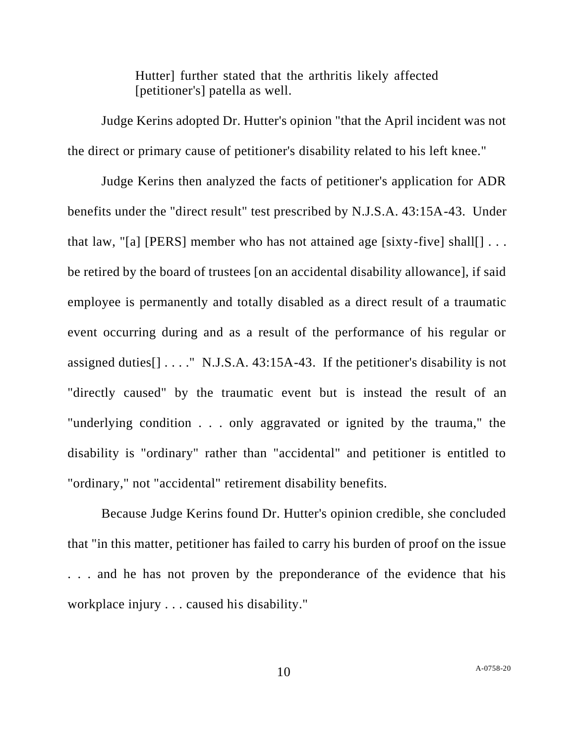> Hutter] further stated that the arthritis likely affected [petitioner's] patella as well.

Judge Kerins adopted Dr. Hutter's opinion "that the April incident was not the direct or primary cause of petitioner's disability related to his left knee."

Judge Kerins then analyzed the facts of petitioner's application for ADR benefits under the "direct result" test prescribed by N.J.S.A. 43:15A-43. Under that law, "[a] [PERS] member who has not attained age [sixty-five] shall[] . . . be retired by the board of trustees [on an accidental disability allowance], if said employee is permanently and totally disabled as a direct result of a traumatic event occurring during and as a result of the performance of his regular or assigned duties[] . . . ." N.J.S.A. 43:15A-43. If the petitioner's disability is not "directly caused" by the traumatic event but is instead the result of an "underlying condition . . . only aggravated or ignited by the trauma," the disability is "ordinary" rather than "accidental" and petitioner is entitled to "ordinary," not "accidental" retirement disability benefits.

Because Judge Kerins found Dr. Hutter's opinion credible, she concluded that "in this matter, petitioner has failed to carry his burden of proof on the issue . . . and he has not proven by the preponderance of the evidence that his workplace injury . . . caused his disability."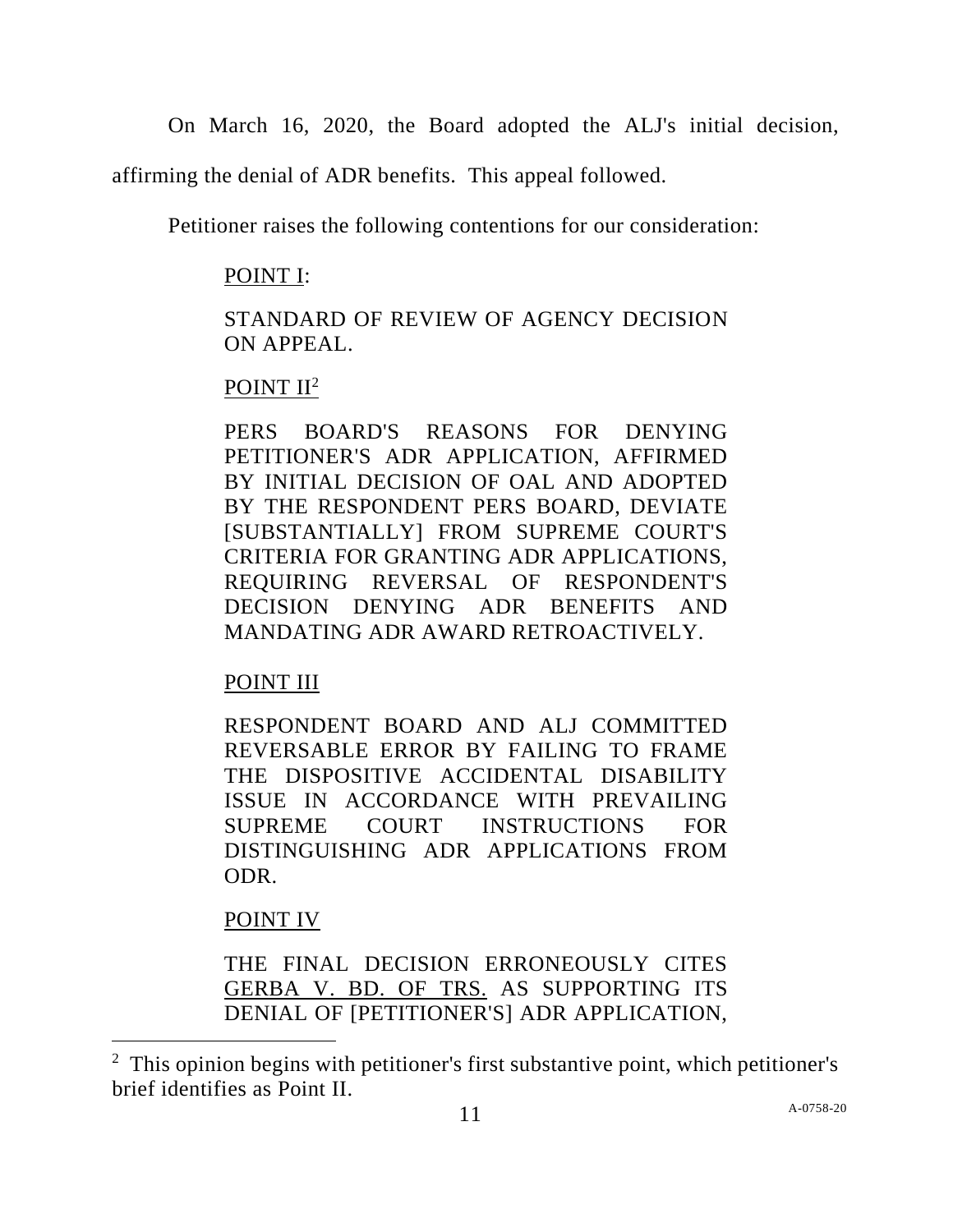On March 16, 2020, the Board adopted the ALJ's initial decision, affirming the denial of ADR benefits. This appeal followed.

Petitioner raises the following contentions for our consideration:

> <u>POINT I</u>:
>
> STANDARD OF REVIEW OF AGENCY DECISION ON APPEAL.
>
> <u>POINT II</u>[2]
>
> PERS BOARD'S REASONS FOR DENYING PETITIONER'S ADR APPLICATION, AFFIRMED BY INITIAL DECISION OF OAL AND ADOPTED BY THE RESPONDENT PERS BOARD, DEVIATE [SUBSTANTIALLY] FROM SUPREME COURT'S CRITERIA FOR GRANTING ADR APPLICATIONS, REQUIRING REVERSAL OF RESPONDENT'S DECISION DENYING ADR BENEFITS AND MANDATING ADR AWARD RETROACTIVELY.
>
> <u>POINT III</u>
>
> RESPONDENT BOARD AND ALJ COMMITTED REVERSABLE ERROR BY FAILING TO FRAME THE DISPOSITIVE ACCIDENTAL DISABILITY ISSUE IN ACCORDANCE WITH PREVAILING SUPREME COURT INSTRUCTIONS FOR DISTINGUISHING ADR APPLICATIONS FROM ODR.
>
> <u>POINT IV</u>
>
> THE FINAL DECISION ERRONEOUSLY CITES <u>GERBA V. BD. OF TRS.</u> AS SUPPORTING ITS DENIAL OF [PETITIONER'S] ADR APPLICATION,

---

[2] This opinion begins with petitioner's first substantive point, which petitioner's brief identifies as Point II.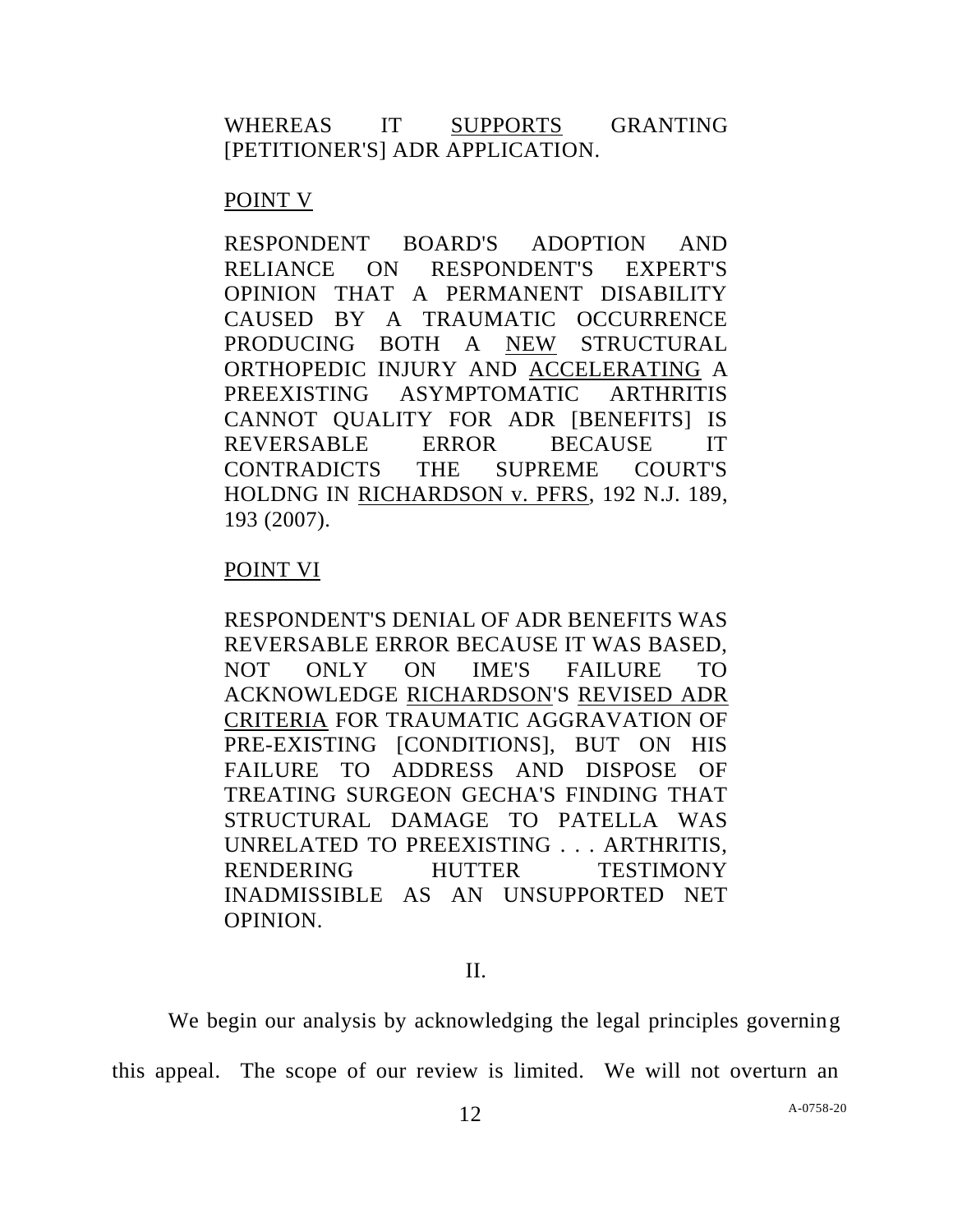WHEREAS IT <u>SUPPORTS</u> GRANTING [PETITIONER'S] ADR APPLICATION.

<u>POINT V</u>

RESPONDENT BOARD'S ADOPTION AND RELIANCE ON RESPONDENT'S EXPERT'S OPINION THAT A PERMANENT DISABILITY CAUSED BY A TRAUMATIC OCCURRENCE PRODUCING BOTH A <u>NEW</u> STRUCTURAL ORTHOPEDIC INJURY AND <u>ACCELERATING</u> A PREEXISTING ASYMPTOMATIC ARTHRITIS CANNOT QUALITY FOR ADR [BENEFITS] IS REVERSABLE ERROR BECAUSE IT CONTRADICTS THE SUPREME COURT'S HOLDNG IN <u>RICHARDSON v. PFRS</u>, 192 N.J. 189, 193 (2007).

<u>POINT VI</u>

RESPONDENT'S DENIAL OF ADR BENEFITS WAS REVERSABLE ERROR BECAUSE IT WAS BASED, NOT ONLY ON IME'S FAILURE TO ACKNOWLEDGE <u>RICHARDSON</u>'S <u>REVISED ADR CRITERIA</u> FOR TRAUMATIC AGGRAVATION OF PRE-EXISTING [CONDITIONS], BUT ON HIS FAILURE TO ADDRESS AND DISPOSE OF TREATING SURGEON GECHA'S FINDING THAT STRUCTURAL DAMAGE TO PATELLA WAS UNRELATED TO PREEXISTING . . . ARTHRITIS, RENDERING HUTTER TESTIMONY INADMISSIBLE AS AN UNSUPPORTED NET OPINION.

## II.

We begin our analysis by acknowledging the legal principles governing this appeal. The scope of our review is limited. We will not overturn an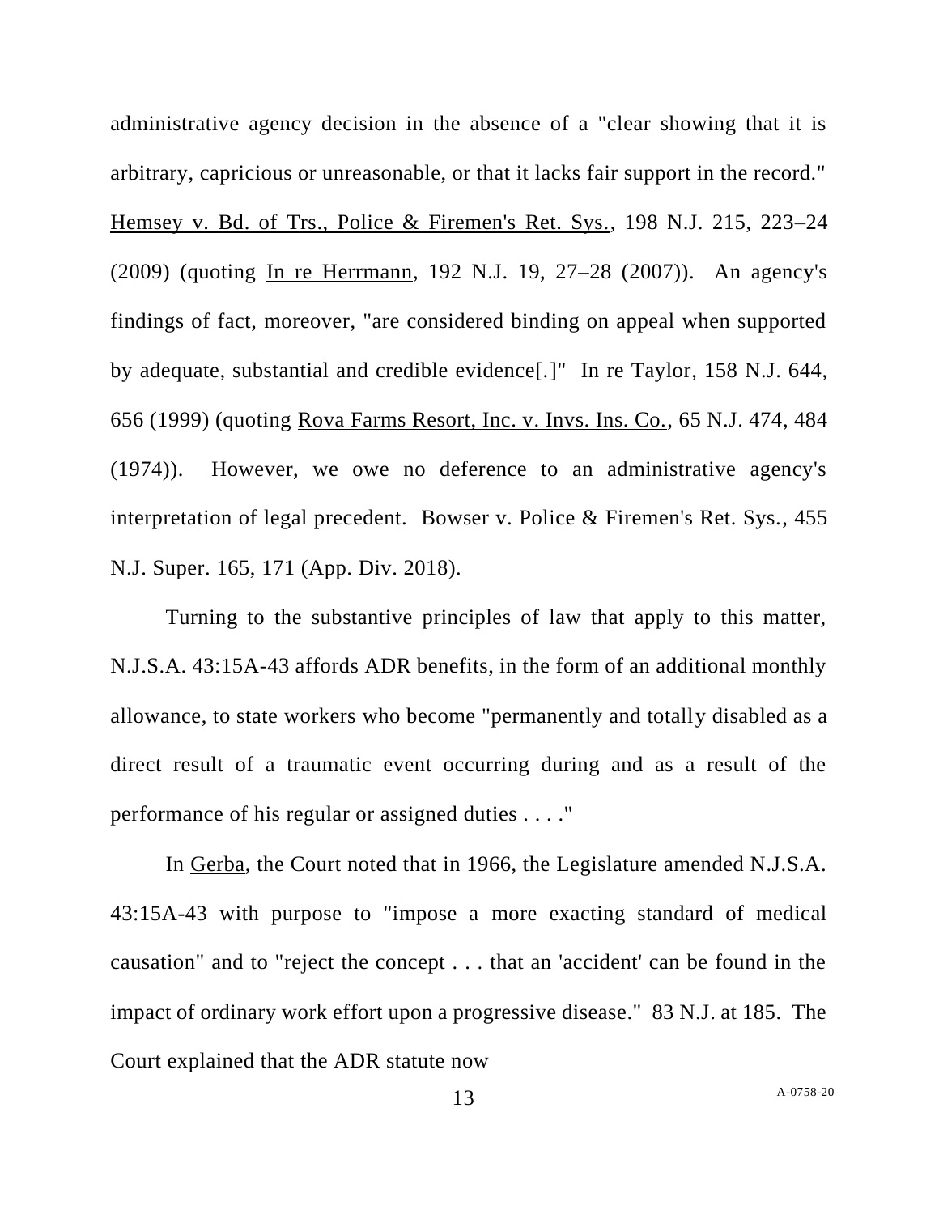administrative agency decision in the absence of a "clear showing that it is arbitrary, capricious or unreasonable, or that it lacks fair support in the record." Hemsey v. Bd. of Trs., Police & Firemen's Ret. Sys., 198 N.J. 215, 223–24 (2009) (quoting In re Herrmann, 192 N.J. 19, 27–28 (2007)). An agency's findings of fact, moreover, "are considered binding on appeal when supported by adequate, substantial and credible evidence[.]" In re Taylor, 158 N.J. 644, 656 (1999) (quoting Rova Farms Resort, Inc. v. Invs. Ins. Co., 65 N.J. 474, 484 (1974)). However, we owe no deference to an administrative agency's interpretation of legal precedent. Bowser v. Police & Firemen's Ret. Sys., 455 N.J. Super. 165, 171 (App. Div. 2018).

Turning to the substantive principles of law that apply to this matter, N.J.S.A. 43:15A-43 affords ADR benefits, in the form of an additional monthly allowance, to state workers who become "permanently and totally disabled as a direct result of a traumatic event occurring during and as a result of the performance of his regular or assigned duties . . . ."

In Gerba, the Court noted that in 1966, the Legislature amended N.J.S.A. 43:15A-43 with purpose to "impose a more exacting standard of medical causation" and to "reject the concept . . . that an 'accident' can be found in the impact of ordinary work effort upon a progressive disease." 83 N.J. at 185. The Court explained that the ADR statute now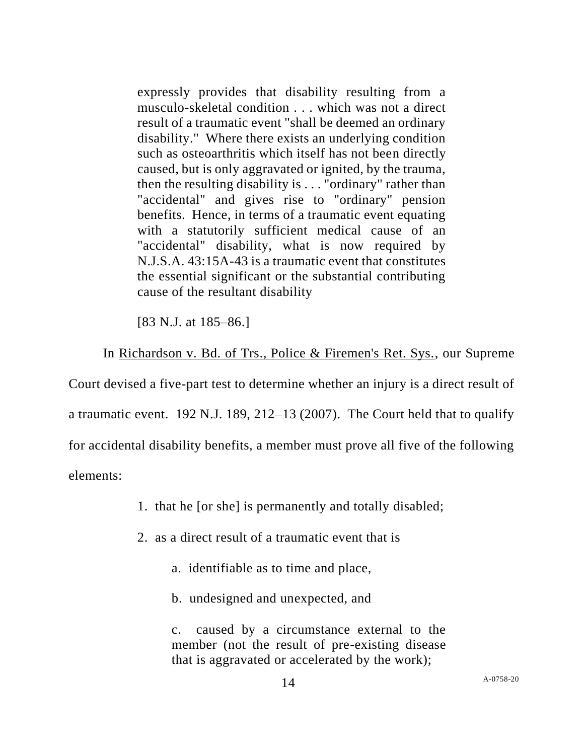> expressly provides that disability resulting from a musculo-skeletal condition . . . which was not a direct result of a traumatic event "shall be deemed an ordinary disability." Where there exists an underlying condition such as osteoarthritis which itself has not been directly caused, but is only aggravated or ignited, by the trauma, then the resulting disability is . . . "ordinary" rather than "accidental" and gives rise to "ordinary" pension benefits. Hence, in terms of a traumatic event equating with a statutorily sufficient medical cause of an "accidental" disability, what is now required by N.J.S.A. 43:15A-43 is a traumatic event that constitutes the essential significant or the substantial contributing cause of the resultant disability
>
> [83 N.J. at 185–86.]

In Richardson v. Bd. of Trs., Police & Firemen's Ret. Sys., our Supreme Court devised a five-part test to determine whether an injury is a direct result of a traumatic event. 192 N.J. 189, 212–13 (2007). The Court held that to qualify for accidental disability benefits, a member must prove all five of the following elements:

> 1. that he [or she] is permanently and totally disabled;
>
> 2. as a direct result of a traumatic event that is
>
>     a. identifiable as to time and place,
>
>     b. undesigned and unexpected, and
>
>     c. caused by a circumstance external to the member (not the result of pre-existing disease that is aggravated or accelerated by the work);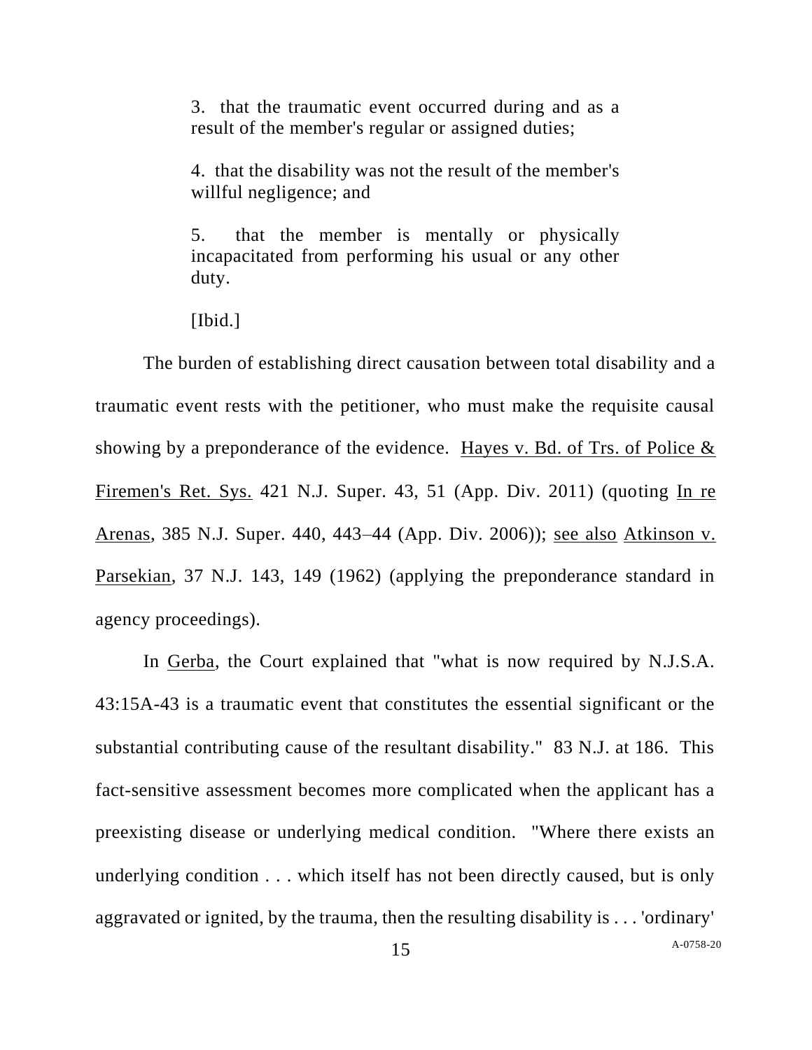> 3. that the traumatic event occurred during and as a result of the member's regular or assigned duties;
>
> 4. that the disability was not the result of the member's willful negligence; and
>
> 5. that the member is mentally or physically incapacitated from performing his usual or any other duty.
>
> [Ibid.]

The burden of establishing direct causation between total disability and a traumatic event rests with the petitioner, who must make the requisite causal showing by a preponderance of the evidence. Hayes v. Bd. of Trs. of Police & Firemen's Ret. Sys. 421 N.J. Super. 43, 51 (App. Div. 2011) (quoting In re Arenas, 385 N.J. Super. 440, 443–44 (App. Div. 2006)); see also Atkinson v. Parsekian, 37 N.J. 143, 149 (1962) (applying the preponderance standard in agency proceedings).

In Gerba, the Court explained that "what is now required by N.J.S.A. 43:15A-43 is a traumatic event that constitutes the essential significant or the substantial contributing cause of the resultant disability." 83 N.J. at 186. This fact-sensitive assessment becomes more complicated when the applicant has a preexisting disease or underlying medical condition. "Where there exists an underlying condition . . . which itself has not been directly caused, but is only aggravated or ignited, by the trauma, then the resulting disability is . . . 'ordinary'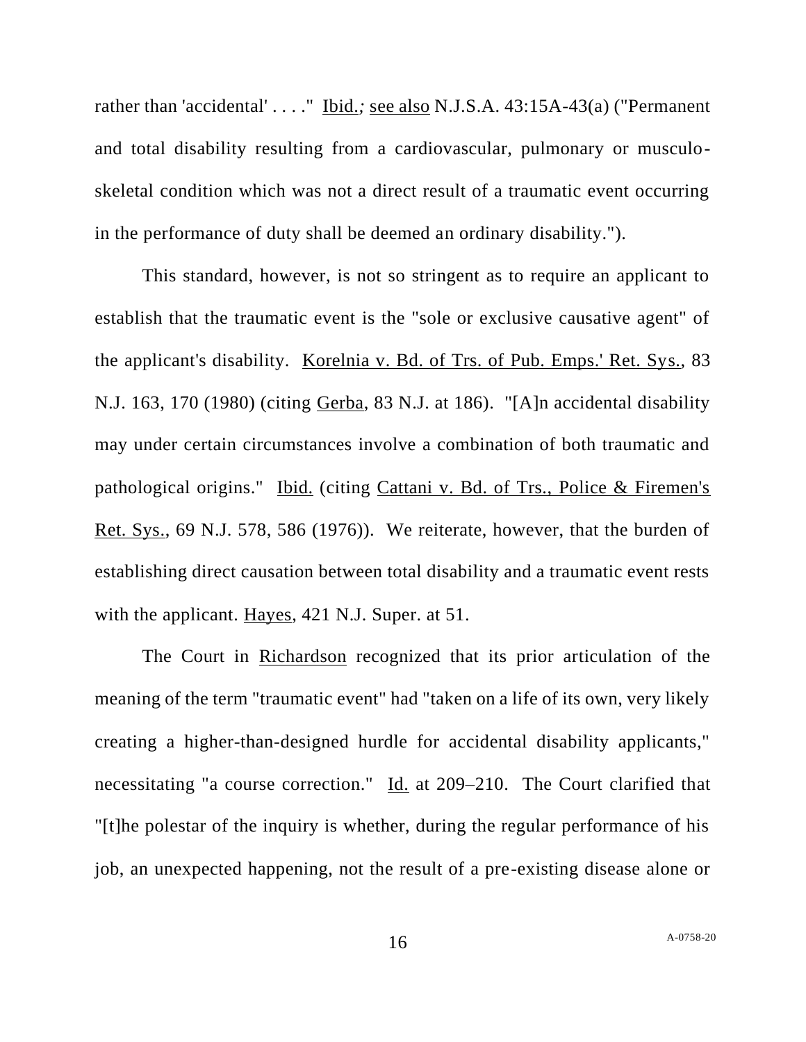rather than 'accidental' . . . ." Ibid.; see also N.J.S.A. 43:15A-43(a) ("Permanent and total disability resulting from a cardiovascular, pulmonary or musculo-skeletal condition which was not a direct result of a traumatic event occurring in the performance of duty shall be deemed an ordinary disability.").

This standard, however, is not so stringent as to require an applicant to establish that the traumatic event is the "sole or exclusive causative agent" of the applicant's disability. Korelnia v. Bd. of Trs. of Pub. Emps.' Ret. Sys., 83 N.J. 163, 170 (1980) (citing Gerba, 83 N.J. at 186). "[A]n accidental disability may under certain circumstances involve a combination of both traumatic and pathological origins." Ibid. (citing Cattani v. Bd. of Trs., Police & Firemen's Ret. Sys., 69 N.J. 578, 586 (1976)). We reiterate, however, that the burden of establishing direct causation between total disability and a traumatic event rests with the applicant. Hayes, 421 N.J. Super. at 51.

The Court in Richardson recognized that its prior articulation of the meaning of the term "traumatic event" had "taken on a life of its own, very likely creating a higher-than-designed hurdle for accidental disability applicants," necessitating "a course correction." Id. at 209–210. The Court clarified that "[t]he polestar of the inquiry is whether, during the regular performance of his job, an unexpected happening, not the result of a pre-existing disease alone or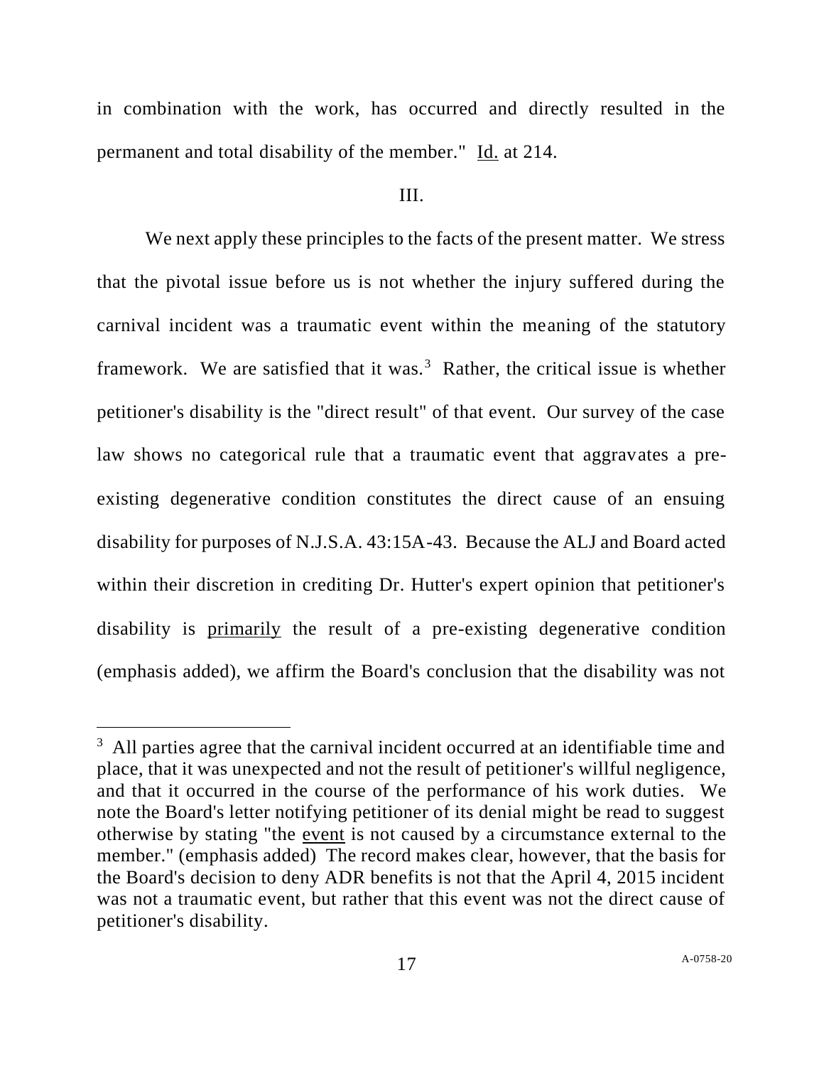in combination with the work, has occurred and directly resulted in the permanent and total disability of the member." Id. at 214.

## III.

We next apply these principles to the facts of the present matter. We stress that the pivotal issue before us is not whether the injury suffered during the carnival incident was a traumatic event within the meaning of the statutory framework. We are satisfied that it was.[3] Rather, the critical issue is whether petitioner's disability is the "direct result" of that event. Our survey of the case law shows no categorical rule that a traumatic event that aggravates a pre-existing degenerative condition constitutes the direct cause of an ensuing disability for purposes of N.J.S.A. 43:15A-43. Because the ALJ and Board acted within their discretion in crediting Dr. Hutter's expert opinion that petitioner's disability is primarily the result of a pre-existing degenerative condition (emphasis added), we affirm the Board's conclusion that the disability was not

---

[3] All parties agree that the carnival incident occurred at an identifiable time and place, that it was unexpected and not the result of petitioner's willful negligence, and that it occurred in the course of the performance of his work duties. We note the Board's letter notifying petitioner of its denial might be read to suggest otherwise by stating "the event is not caused by a circumstance external to the member." (emphasis added) The record makes clear, however, that the basis for the Board's decision to deny ADR benefits is not that the April 4, 2015 incident was not a traumatic event, but rather that this event was not the direct cause of petitioner's disability.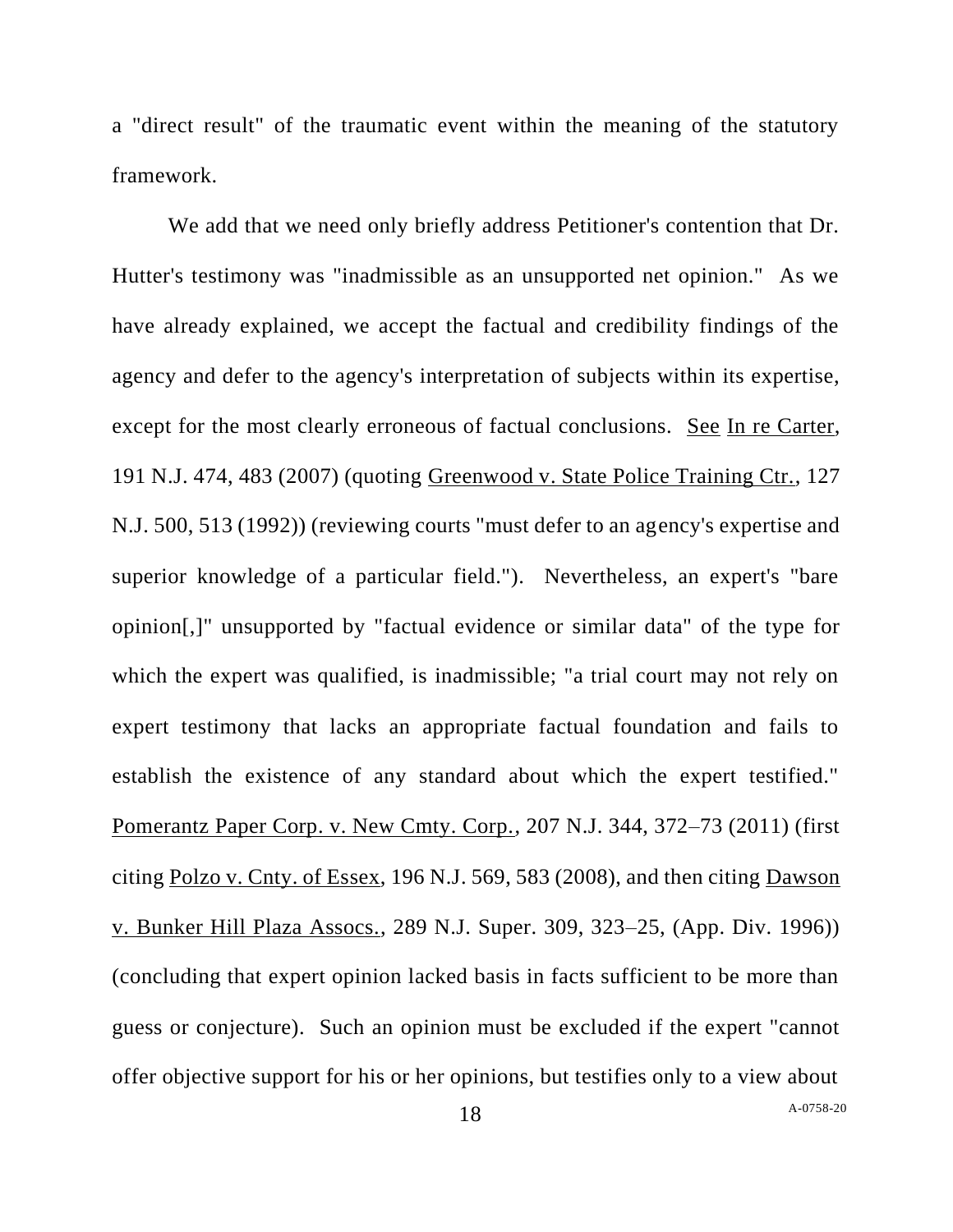a "direct result" of the traumatic event within the meaning of the statutory framework.

We add that we need only briefly address Petitioner's contention that Dr. Hutter's testimony was "inadmissible as an unsupported net opinion." As we have already explained, we accept the factual and credibility findings of the agency and defer to the agency's interpretation of subjects within its expertise, except for the most clearly erroneous of factual conclusions. See In re Carter, 191 N.J. 474, 483 (2007) (quoting Greenwood v. State Police Training Ctr., 127 N.J. 500, 513 (1992)) (reviewing courts "must defer to an agency's expertise and superior knowledge of a particular field."). Nevertheless, an expert's "bare opinion[,]" unsupported by "factual evidence or similar data" of the type for which the expert was qualified, is inadmissible; "a trial court may not rely on expert testimony that lacks an appropriate factual foundation and fails to establish the existence of any standard about which the expert testified." Pomerantz Paper Corp. v. New Cmty. Corp., 207 N.J. 344, 372–73 (2011) (first citing Polzo v. Cnty. of Essex, 196 N.J. 569, 583 (2008), and then citing Dawson v. Bunker Hill Plaza Assocs., 289 N.J. Super. 309, 323–25, (App. Div. 1996)) (concluding that expert opinion lacked basis in facts sufficient to be more than guess or conjecture). Such an opinion must be excluded if the expert "cannot offer objective support for his or her opinions, but testifies only to a view about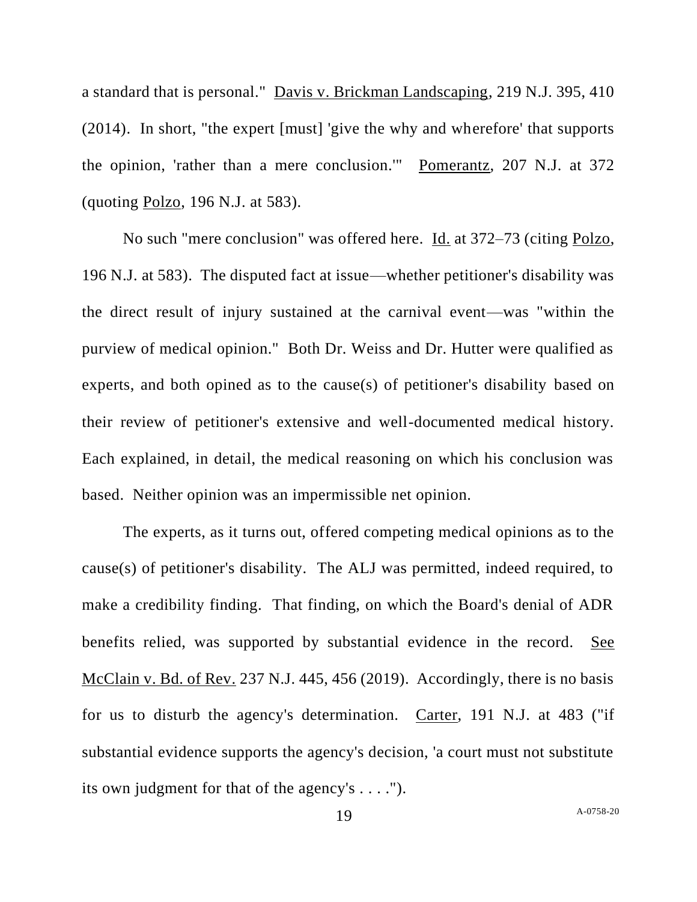a standard that is personal." Davis v. Brickman Landscaping, 219 N.J. 395, 410 (2014). In short, "the expert [must] 'give the why and wherefore' that supports the opinion, 'rather than a mere conclusion.'" Pomerantz, 207 N.J. at 372 (quoting Polzo, 196 N.J. at 583).

No such "mere conclusion" was offered here. Id. at 372–73 (citing Polzo, 196 N.J. at 583). The disputed fact at issue—whether petitioner's disability was the direct result of injury sustained at the carnival event—was "within the purview of medical opinion." Both Dr. Weiss and Dr. Hutter were qualified as experts, and both opined as to the cause(s) of petitioner's disability based on their review of petitioner's extensive and well-documented medical history. Each explained, in detail, the medical reasoning on which his conclusion was based. Neither opinion was an impermissible net opinion.

The experts, as it turns out, offered competing medical opinions as to the cause(s) of petitioner's disability. The ALJ was permitted, indeed required, to make a credibility finding. That finding, on which the Board's denial of ADR benefits relied, was supported by substantial evidence in the record. See McClain v. Bd. of Rev. 237 N.J. 445, 456 (2019). Accordingly, there is no basis for us to disturb the agency's determination. Carter, 191 N.J. at 483 ("if substantial evidence supports the agency's decision, 'a court must not substitute its own judgment for that of the agency's . . . .").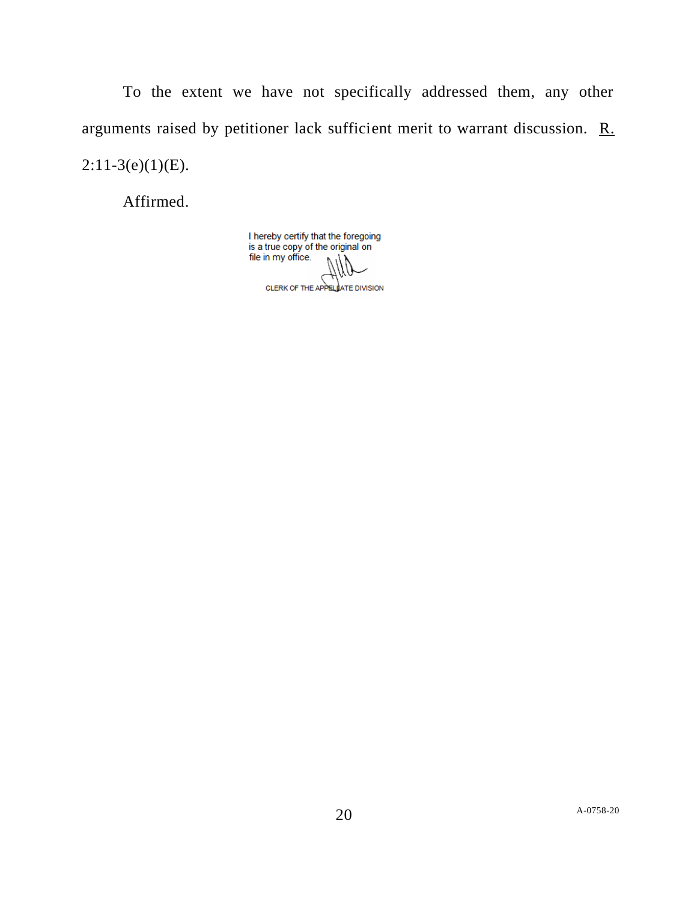To the extent we have not specifically addressed them, any other arguments raised by petitioner lack sufficient merit to warrant discussion. R. 2:11-3(e)(1)(E).

Affirmed.

I hereby certify that the foregoing is a true copy of the original on file in my office.

CLERK OF THE APPELLATE DIVISION